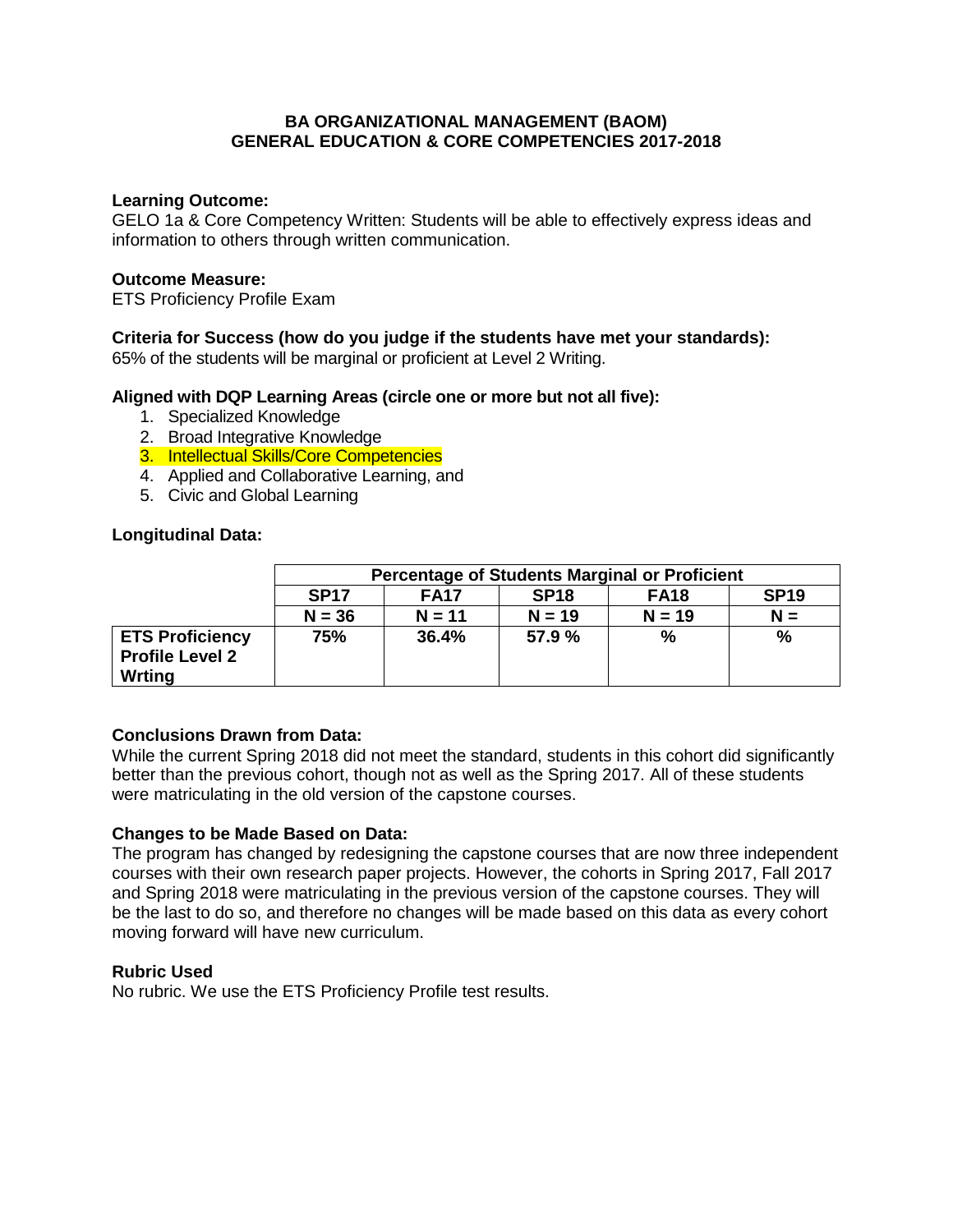# BA ORGANIZATIONAL MANAGEMENT (BAOM)
# GENERAL EDUCATION & CORE COMPETENCIES 2017-2018

**Learning Outcome:**
GELO 1a & Core Competency Written: Students will be able to effectively express ideas and information to others through written communication.

**Outcome Measure:**
ETS Proficiency Profile Exam

**Criteria for Success (how do you judge if the students have met your standards):**
65% of the students will be marginal or proficient at Level 2 Writing.

**Aligned with DQP Learning Areas (circle one or more but not all five):**

1. Specialized Knowledge
2. Broad Integrative Knowledge
3. Intellectual Skills/Core Competencies
4. Applied and Collaborative Learning, and
5. Civic and Global Learning

**Longitudinal Data:**

| | Percentage of Students Marginal or Proficient | | | | |
|---|---|---|---|---|---|
| | **SP17** | **FA17** | **SP18** | **FA18** | **SP19** |
| | **N = 36** | **N = 11** | **N = 19** | **N = 19** | **N =** |
| **ETS Proficiency Profile Level 2 Wrting** | **75%** | **36.4%** | **57.9 %** | **%** | **%** |

**Conclusions Drawn from Data:**
While the current Spring 2018 did not meet the standard, students in this cohort did significantly better than the previous cohort, though not as well as the Spring 2017. All of these students were matriculating in the old version of the capstone courses.

**Changes to be Made Based on Data:**
The program has changed by redesigning the capstone courses that are now three independent courses with their own research paper projects. However, the cohorts in Spring 2017, Fall 2017 and Spring 2018 were matriculating in the previous version of the capstone courses. They will be the last to do so, and therefore no changes will be made based on this data as every cohort moving forward will have new curriculum.

**Rubric Used**
No rubric. We use the ETS Proficiency Profile test results.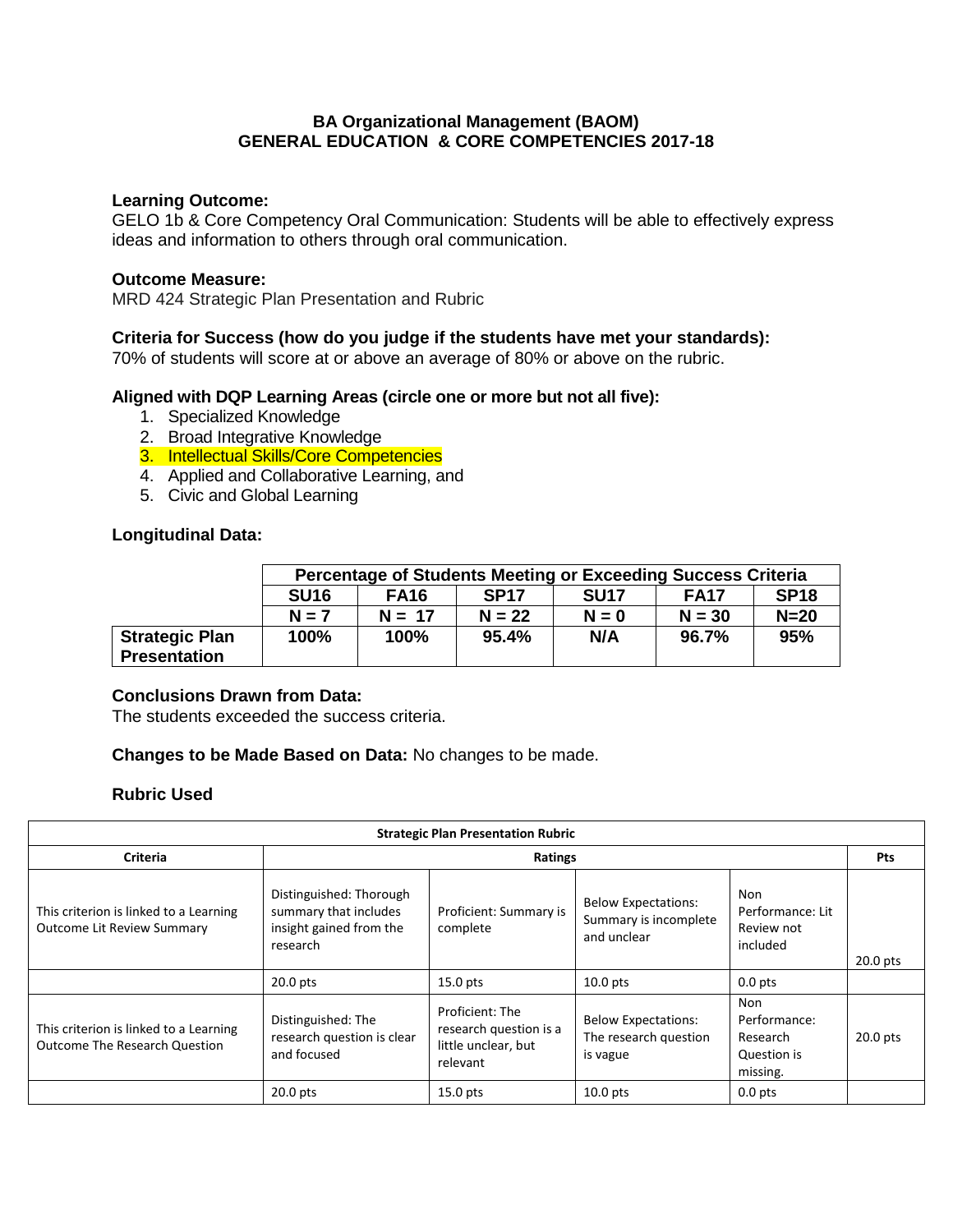**BA Organizational Management (BAOM)**
**GENERAL EDUCATION & CORE COMPETENCIES 2017-18**

**Learning Outcome:**
GELO 1b & Core Competency Oral Communication: Students will be able to effectively express ideas and information to others through oral communication.

**Outcome Measure:**
MRD 424 Strategic Plan Presentation and Rubric

**Criteria for Success (how do you judge if the students have met your standards):**
70% of students will score at or above an average of 80% or above on the rubric.

**Aligned with DQP Learning Areas (circle one or more but not all five):**

1. Specialized Knowledge
2. Broad Integrative Knowledge
3. Intellectual Skills/Core Competencies
4. Applied and Collaborative Learning, and
5. Civic and Global Learning

**Longitudinal Data:**

| | Percentage of Students Meeting or Exceeding Success Criteria | | | | | |
|---|---|---|---|---|---|---|
| | **SU16** | **FA16** | **SP17** | **SU17** | **FA17** | **SP18** |
| | **N = 7** | **N = 17** | **N = 22** | **N = 0** | **N = 30** | **N=20** |
| **Strategic Plan Presentation** | **100%** | **100%** | **95.4%** | **N/A** | **96.7%** | **95%** |

**Conclusions Drawn from Data:**
The students exceeded the success criteria.

**Changes to be Made Based on Data:** No changes to be made.

**Rubric Used**

| Strategic Plan Presentation Rubric | | | | | |
|---|---|---|---|---|---|
| **Criteria** | **Ratings** | | | | **Pts** |
| This criterion is linked to a Learning Outcome Lit Review Summary | Distinguished: Thorough summary that includes insight gained from the research | Proficient: Summary is complete | Below Expectations: Summary is incomplete and unclear | Non Performance: Lit Review not included | 20.0 pts |
| | 20.0 pts | 15.0 pts | 10.0 pts | 0.0 pts | |
| This criterion is linked to a Learning Outcome The Research Question | Distinguished: The research question is clear and focused | Proficient: The research question is a little unclear, but relevant | Below Expectations: The research question is vague | Non Performance: Research Question is missing. | 20.0 pts |
| | 20.0 pts | 15.0 pts | 10.0 pts | 0.0 pts | |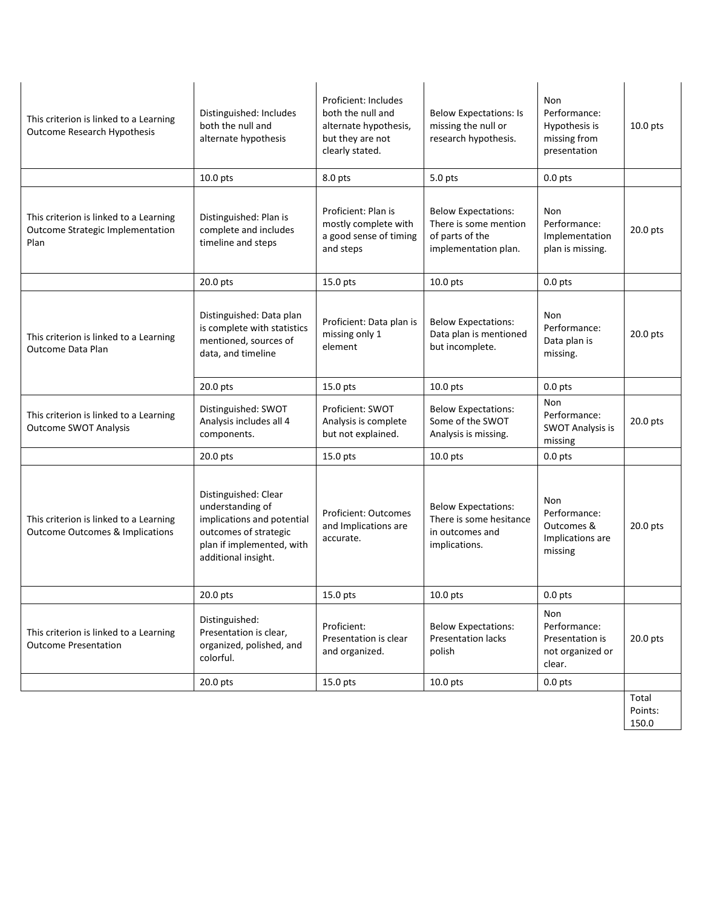| | | | | | |
|---|---|---|---|---|---|
| This criterion is linked to a Learning Outcome Research Hypothesis | Distinguished: Includes both the null and alternate hypothesis | Proficient: Includes both the null and alternate hypothesis, but they are not clearly stated. | Below Expectations: Is missing the null or research hypothesis. | Non Performance: Hypothesis is missing from presentation | 10.0 pts |
| | 10.0 pts | 8.0 pts | 5.0 pts | 0.0 pts | |
| This criterion is linked to a Learning Outcome Strategic Implementation Plan | Distinguished: Plan is complete and includes timeline and steps | Proficient: Plan is mostly complete with a good sense of timing and steps | Below Expectations: There is some mention of parts of the implementation plan. | Non Performance: Implementation plan is missing. | 20.0 pts |
| | 20.0 pts | 15.0 pts | 10.0 pts | 0.0 pts | |
| This criterion is linked to a Learning Outcome Data Plan | Distinguished: Data plan is complete with statistics mentioned, sources of data, and timeline | Proficient: Data plan is missing only 1 element | Below Expectations: Data plan is mentioned but incomplete. | Non Performance: Data plan is missing. | 20.0 pts |
| | 20.0 pts | 15.0 pts | 10.0 pts | 0.0 pts | |
| This criterion is linked to a Learning Outcome SWOT Analysis | Distinguished: SWOT Analysis includes all 4 components. | Proficient: SWOT Analysis is complete but not explained. | Below Expectations: Some of the SWOT Analysis is missing. | Non Performance: SWOT Analysis is missing | 20.0 pts |
| | 20.0 pts | 15.0 pts | 10.0 pts | 0.0 pts | |
| This criterion is linked to a Learning Outcome Outcomes & Implications | Distinguished: Clear understanding of implications and potential outcomes of strategic plan if implemented, with additional insight. | Proficient: Outcomes and Implications are accurate. | Below Expectations: There is some hesitance in outcomes and implications. | Non Performance: Outcomes & Implications are missing | 20.0 pts |
| | 20.0 pts | 15.0 pts | 10.0 pts | 0.0 pts | |
| This criterion is linked to a Learning Outcome Presentation | Distinguished: Presentation is clear, organized, polished, and colorful. | Proficient: Presentation is clear and organized. | Below Expectations: Presentation lacks polish | Non Performance: Presentation is not organized or clear. | 20.0 pts |
| | 20.0 pts | 15.0 pts | 10.0 pts | 0.0 pts | |
| | | | | | Total Points: 150.0 |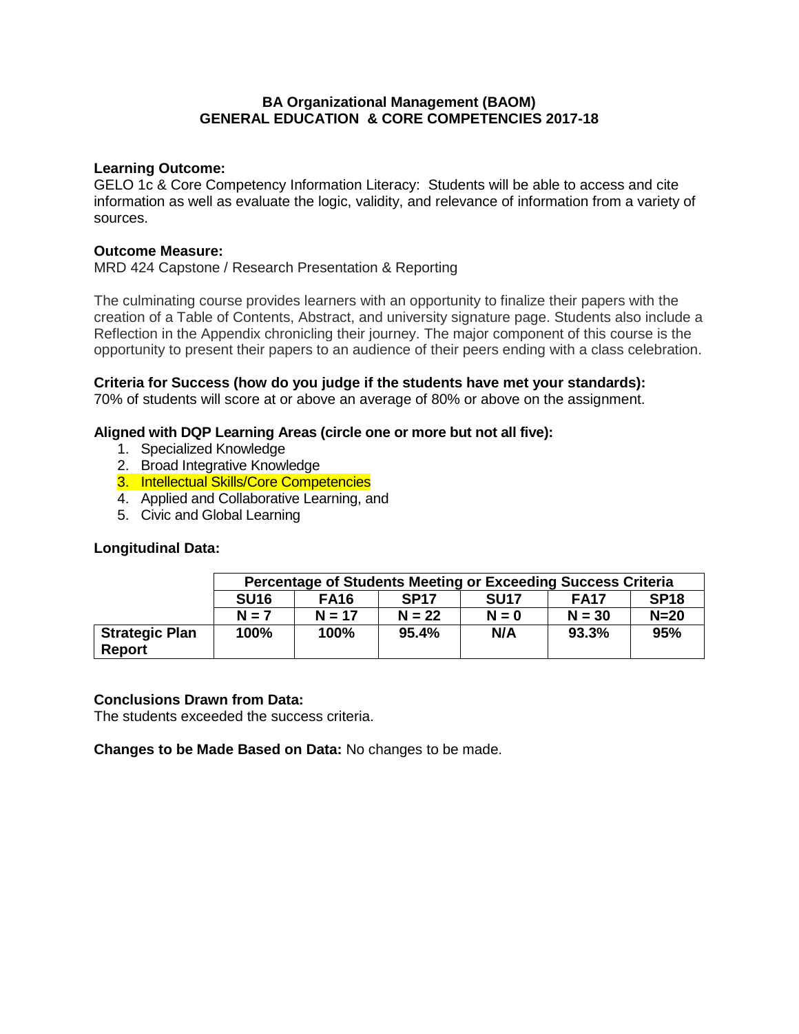# BA Organizational Management (BAOM)
## GENERAL EDUCATION & CORE COMPETENCIES 2017-18

**Learning Outcome:**
GELO 1c & Core Competency Information Literacy: Students will be able to access and cite information as well as evaluate the logic, validity, and relevance of information from a variety of sources.

**Outcome Measure:**
MRD 424 Capstone / Research Presentation & Reporting

The culminating course provides learners with an opportunity to finalize their papers with the creation of a Table of Contents, Abstract, and university signature page. Students also include a Reflection in the Appendix chronicling their journey. The major component of this course is the opportunity to present their papers to an audience of their peers ending with a class celebration.

**Criteria for Success (how do you judge if the students have met your standards):**
70% of students will score at or above an average of 80% or above on the assignment.

**Aligned with DQP Learning Areas (circle one or more but not all five):**

1. Specialized Knowledge
2. Broad Integrative Knowledge
3. Intellectual Skills/Core Competencies
4. Applied and Collaborative Learning, and
5. Civic and Global Learning

**Longitudinal Data:**

| | Percentage of Students Meeting or Exceeding Success Criteria | | | | | |
|---|---|---|---|---|---|---|
| | **SU16** | **FA16** | **SP17** | **SU17** | **FA17** | **SP18** |
| | **N = 7** | **N = 17** | **N = 22** | **N = 0** | **N = 30** | **N=20** |
| **Strategic Plan Report** | **100%** | **100%** | **95.4%** | **N/A** | **93.3%** | **95%** |

**Conclusions Drawn from Data:**
The students exceeded the success criteria.

**Changes to be Made Based on Data:** No changes to be made.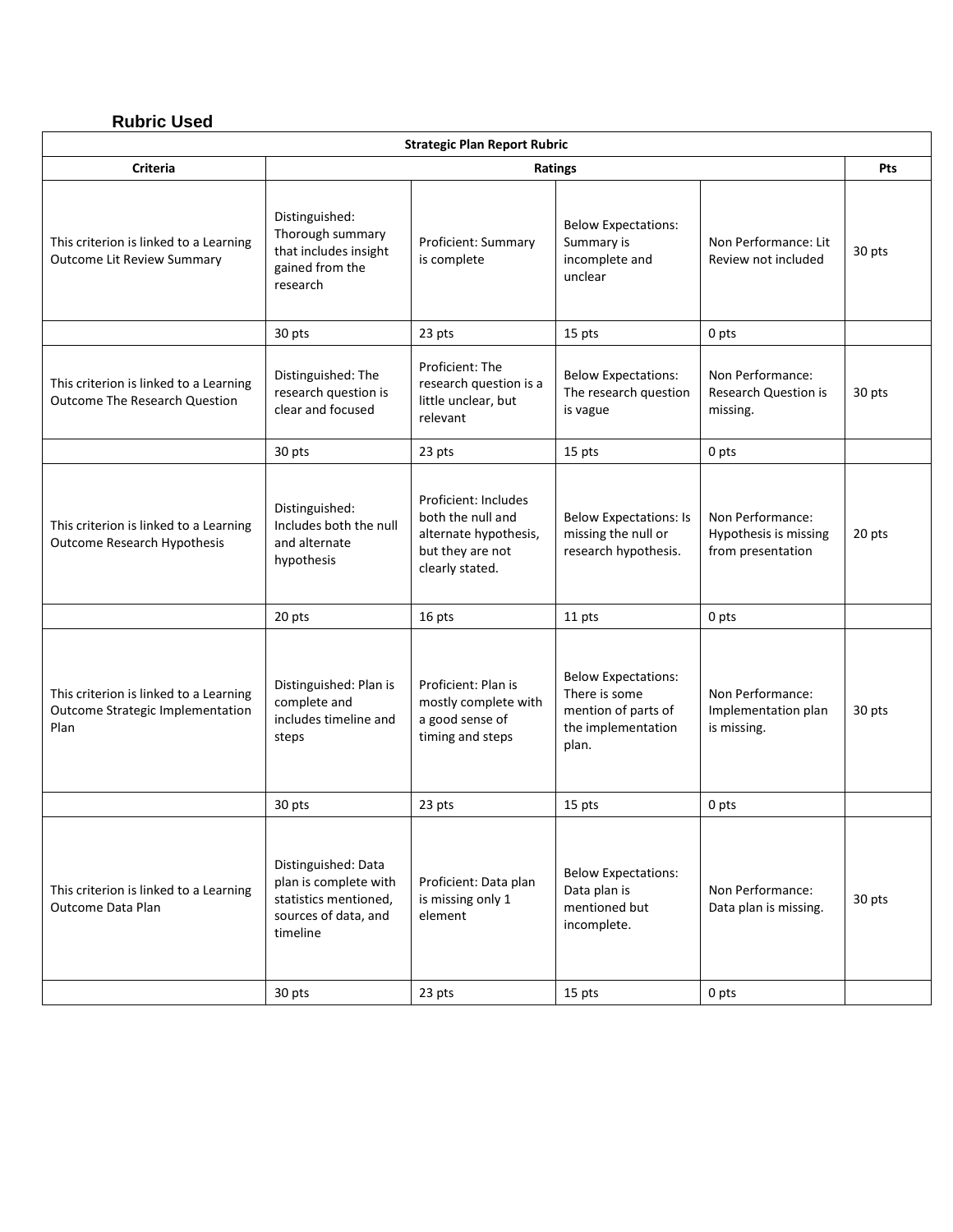## Rubric Used

| Strategic Plan Report Rubric | | | | | |
|---|---|---|---|---|---|
| **Criteria** | **Ratings** | | | | **Pts** |
| This criterion is linked to a Learning Outcome Lit Review Summary | Distinguished: Thorough summary that includes insight gained from the research | Proficient: Summary is complete | Below Expectations: Summary is incomplete and unclear | Non Performance: Lit Review not included | 30 pts |
| | 30 pts | 23 pts | 15 pts | 0 pts | |
| This criterion is linked to a Learning Outcome The Research Question | Distinguished: The research question is clear and focused | Proficient: The research question is a little unclear, but relevant | Below Expectations: The research question is vague | Non Performance: Research Question is missing. | 30 pts |
| | 30 pts | 23 pts | 15 pts | 0 pts | |
| This criterion is linked to a Learning Outcome Research Hypothesis | Distinguished: Includes both the null and alternate hypothesis | Proficient: Includes both the null and alternate hypothesis, but they are not clearly stated. | Below Expectations: Is missing the null or research hypothesis. | Non Performance: Hypothesis is missing from presentation | 20 pts |
| | 20 pts | 16 pts | 11 pts | 0 pts | |
| This criterion is linked to a Learning Outcome Strategic Implementation Plan | Distinguished: Plan is complete and includes timeline and steps | Proficient: Plan is mostly complete with a good sense of timing and steps | Below Expectations: There is some mention of parts of the implementation plan. | Non Performance: Implementation plan is missing. | 30 pts |
| | 30 pts | 23 pts | 15 pts | 0 pts | |
| This criterion is linked to a Learning Outcome Data Plan | Distinguished: Data plan is complete with statistics mentioned, sources of data, and timeline | Proficient: Data plan is missing only 1 element | Below Expectations: Data plan is mentioned but incomplete. | Non Performance: Data plan is missing. | 30 pts |
| | 30 pts | 23 pts | 15 pts | 0 pts | |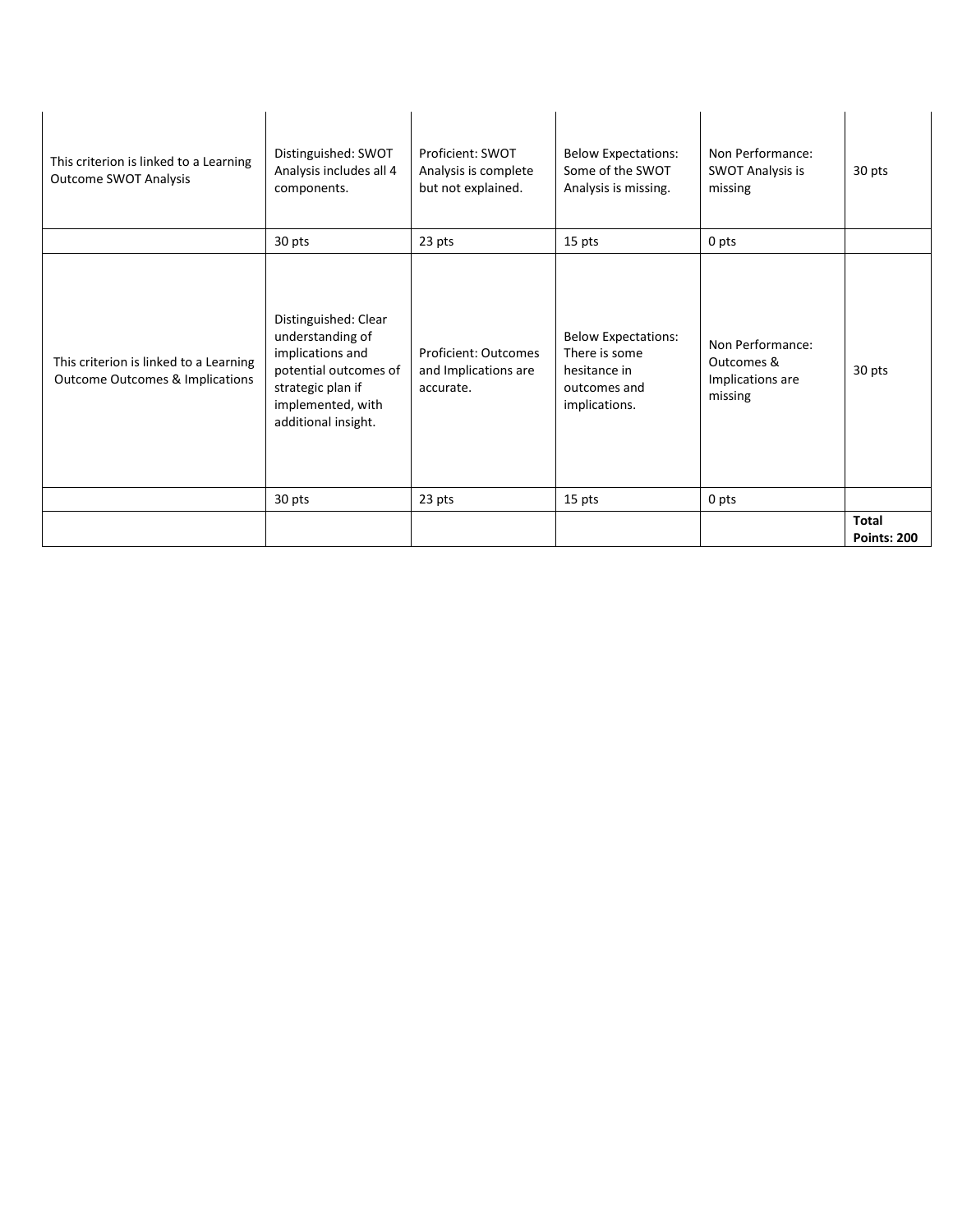| | | | | | |
|---|---|---|---|---|---|
| This criterion is linked to a Learning Outcome SWOT Analysis | Distinguished: SWOT Analysis includes all 4 components. | Proficient: SWOT Analysis is complete but not explained. | Below Expectations: Some of the SWOT Analysis is missing. | Non Performance: SWOT Analysis is missing | 30 pts |
| | 30 pts | 23 pts | 15 pts | 0 pts | |
| This criterion is linked to a Learning Outcome Outcomes & Implications | Distinguished: Clear understanding of implications and potential outcomes of strategic plan if implemented, with additional insight. | Proficient: Outcomes and Implications are accurate. | Below Expectations: There is some hesitance in outcomes and implications. | Non Performance: Outcomes & Implications are missing | 30 pts |
| | 30 pts | 23 pts | 15 pts | 0 pts | |
| | | | | | **Total Points: 200** |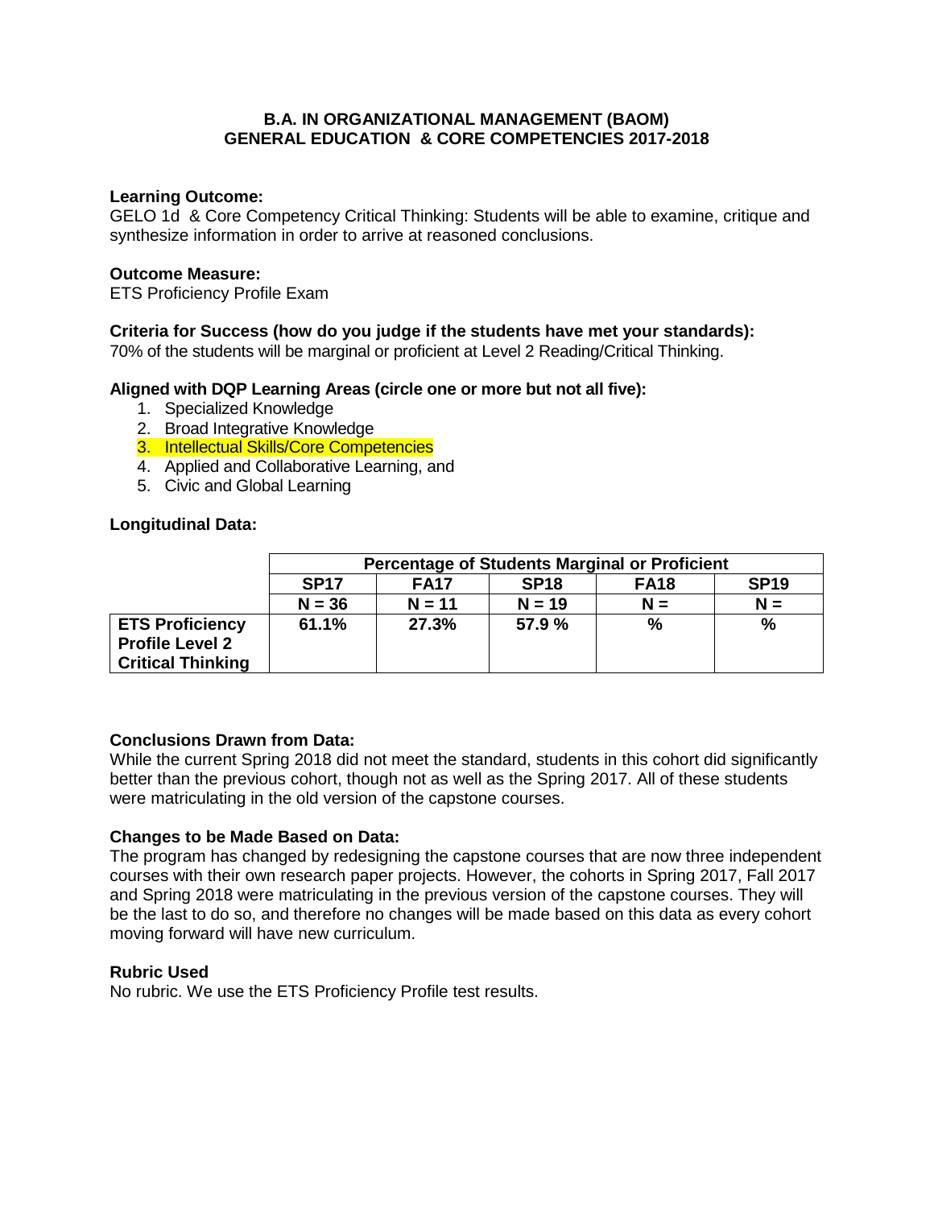## B.A. IN ORGANIZATIONAL MANAGEMENT (BAOM)
## GENERAL EDUCATION & CORE COMPETENCIES 2017-2018

**Learning Outcome:**
GELO 1d & Core Competency Critical Thinking: Students will be able to examine, critique and synthesize information in order to arrive at reasoned conclusions.

**Outcome Measure:**
ETS Proficiency Profile Exam

**Criteria for Success (how do you judge if the students have met your standards):**
70% of the students will be marginal or proficient at Level 2 Reading/Critical Thinking.

**Aligned with DQP Learning Areas (circle one or more but not all five):**

1. Specialized Knowledge
2. Broad Integrative Knowledge
3. Intellectual Skills/Core Competencies
4. Applied and Collaborative Learning, and
5. Civic and Global Learning

**Longitudinal Data:**

| | **Percentage of Students Marginal or Proficient** | | | | |
|---|---|---|---|---|---|
| | **SP17** | **FA17** | **SP18** | **FA18** | **SP19** |
| | **N = 36** | **N = 11** | **N = 19** | **N =** | **N =** |
| **ETS Proficiency Profile Level 2 Critical Thinking** | **61.1%** | **27.3%** | **57.9 %** | **%** | **%** |

**Conclusions Drawn from Data:**
While the current Spring 2018 did not meet the standard, students in this cohort did significantly better than the previous cohort, though not as well as the Spring 2017. All of these students were matriculating in the old version of the capstone courses.

**Changes to be Made Based on Data:**
The program has changed by redesigning the capstone courses that are now three independent courses with their own research paper projects. However, the cohorts in Spring 2017, Fall 2017 and Spring 2018 were matriculating in the previous version of the capstone courses. They will be the last to do so, and therefore no changes will be made based on this data as every cohort moving forward will have new curriculum.

**Rubric Used**
No rubric. We use the ETS Proficiency Profile test results.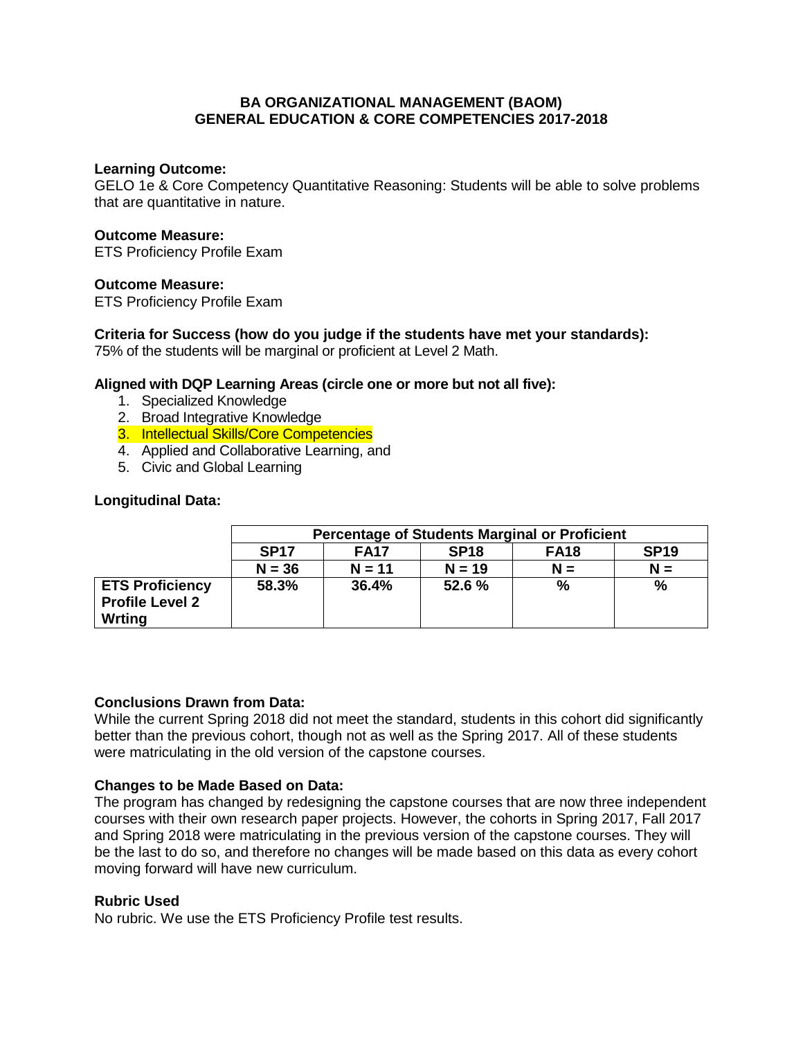**BA ORGANIZATIONAL MANAGEMENT (BAOM)**
**GENERAL EDUCATION & CORE COMPETENCIES 2017-2018**

**Learning Outcome:**
GELO 1e & Core Competency Quantitative Reasoning: Students will be able to solve problems that are quantitative in nature.

**Outcome Measure:**
ETS Proficiency Profile Exam

**Outcome Measure:**
ETS Proficiency Profile Exam

**Criteria for Success (how do you judge if the students have met your standards):**
75% of the students will be marginal or proficient at Level 2 Math.

**Aligned with DQP Learning Areas (circle one or more but not all five):**

1. Specialized Knowledge
2. Broad Integrative Knowledge
3. Intellectual Skills/Core Competencies
4. Applied and Collaborative Learning, and
5. Civic and Global Learning

**Longitudinal Data:**

| | Percentage of Students Marginal or Proficient | | | | |
|---|---|---|---|---|---|
| | **SP17** | **FA17** | **SP18** | **FA18** | **SP19** |
| | **N = 36** | **N = 11** | **N = 19** | **N =** | **N =** |
| **ETS Proficiency Profile Level 2 Wrting** | **58.3%** | **36.4%** | **52.6 %** | **%** | **%** |

**Conclusions Drawn from Data:**
While the current Spring 2018 did not meet the standard, students in this cohort did significantly better than the previous cohort, though not as well as the Spring 2017. All of these students were matriculating in the old version of the capstone courses.

**Changes to be Made Based on Data:**
The program has changed by redesigning the capstone courses that are now three independent courses with their own research paper projects. However, the cohorts in Spring 2017, Fall 2017 and Spring 2018 were matriculating in the previous version of the capstone courses. They will be the last to do so, and therefore no changes will be made based on this data as every cohort moving forward will have new curriculum.

**Rubric Used**
No rubric. We use the ETS Proficiency Profile test results.